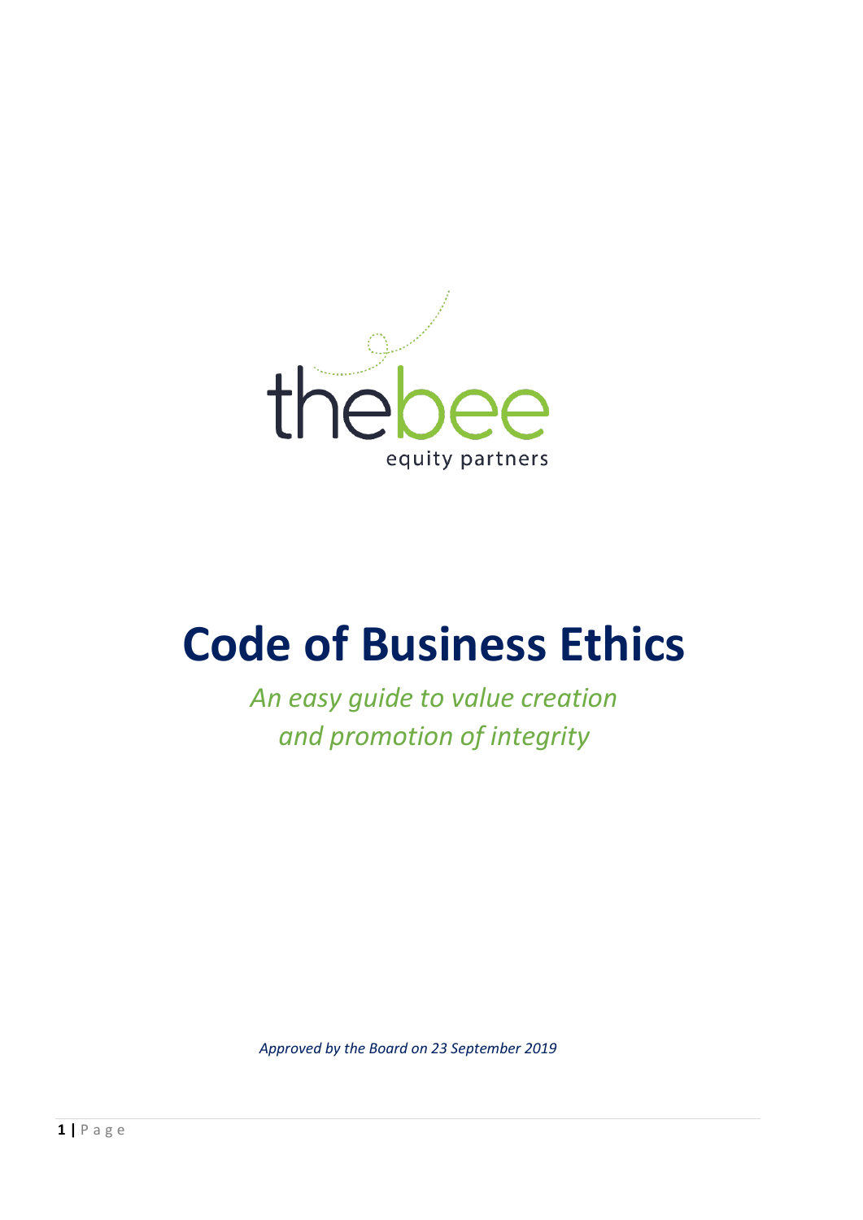thebee

equity partners

# Code of Business Ethics

*An easy guide to value creation and promotion of integrity*

*Approved by the Board on 23 September 2019*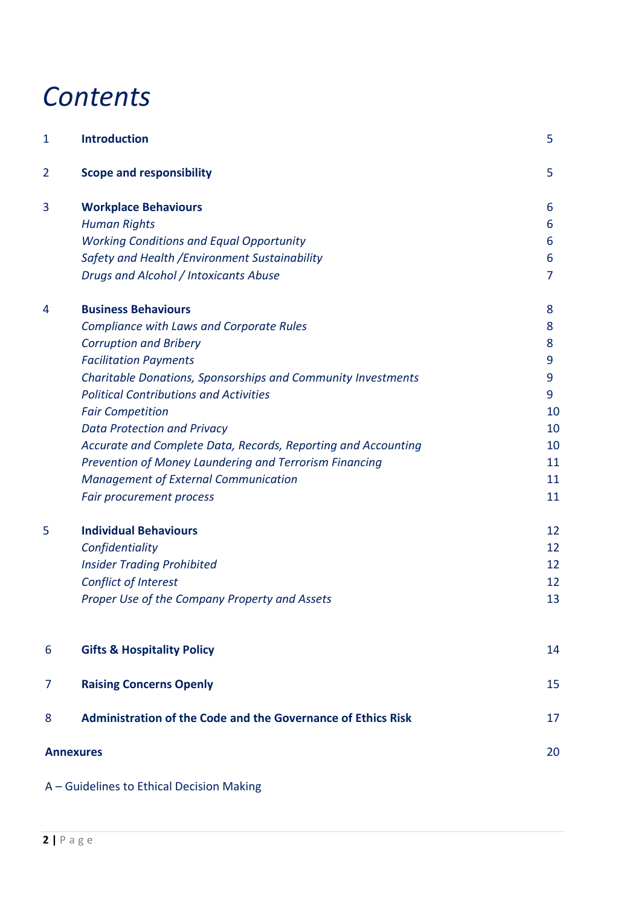# *Contents*

| | | |
|---|---|---|
| 1 | **Introduction** | 5 |
| 2 | **Scope and responsibility** | 5 |
| 3 | **Workplace Behaviours** | 6 |
| | *Human Rights* | 6 |
| | *Working Conditions and Equal Opportunity* | 6 |
| | *Safety and Health /Environment Sustainability* | 6 |
| | *Drugs and Alcohol / Intoxicants Abuse* | 7 |
| 4 | **Business Behaviours** | 8 |
| | *Compliance with Laws and Corporate Rules* | 8 |
| | *Corruption and Bribery* | 8 |
| | *Facilitation Payments* | 9 |
| | *Charitable Donations, Sponsorships and Community Investments* | 9 |
| | *Political Contributions and Activities* | 9 |
| | *Fair Competition* | 10 |
| | *Data Protection and Privacy* | 10 |
| | *Accurate and Complete Data, Records, Reporting and Accounting* | 10 |
| | *Prevention of Money Laundering and Terrorism Financing* | 11 |
| | *Management of External Communication* | 11 |
| | *Fair procurement process* | 11 |
| 5 | **Individual Behaviours** | 12 |
| | *Confidentiality* | 12 |
| | *Insider Trading Prohibited* | 12 |
| | *Conflict of Interest* | 12 |
| | *Proper Use of the Company Property and Assets* | 13 |
| 6 | **Gifts & Hospitality Policy** | 14 |
| 7 | **Raising Concerns Openly** | 15 |
| 8 | **Administration of the Code and the Governance of Ethics Risk** | 17 |
| **Annexures** | | 20 |

A – Guidelines to Ethical Decision Making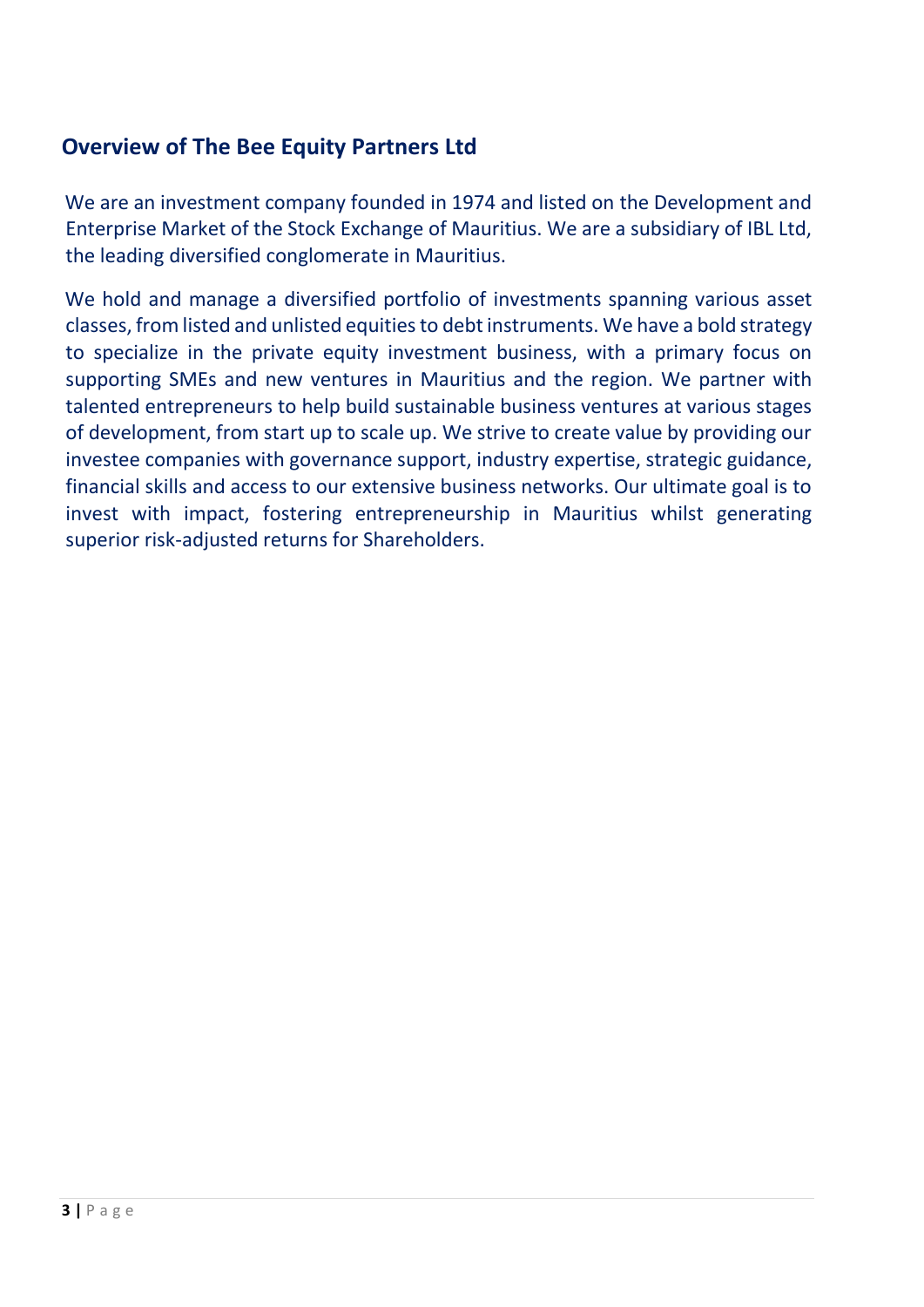## Overview of The Bee Equity Partners Ltd

We are an investment company founded in 1974 and listed on the Development and Enterprise Market of the Stock Exchange of Mauritius. We are a subsidiary of IBL Ltd, the leading diversified conglomerate in Mauritius.

We hold and manage a diversified portfolio of investments spanning various asset classes, from listed and unlisted equities to debt instruments. We have a bold strategy to specialize in the private equity investment business, with a primary focus on supporting SMEs and new ventures in Mauritius and the region. We partner with talented entrepreneurs to help build sustainable business ventures at various stages of development, from start up to scale up. We strive to create value by providing our investee companies with governance support, industry expertise, strategic guidance, financial skills and access to our extensive business networks. Our ultimate goal is to invest with impact, fostering entrepreneurship in Mauritius whilst generating superior risk-adjusted returns for Shareholders.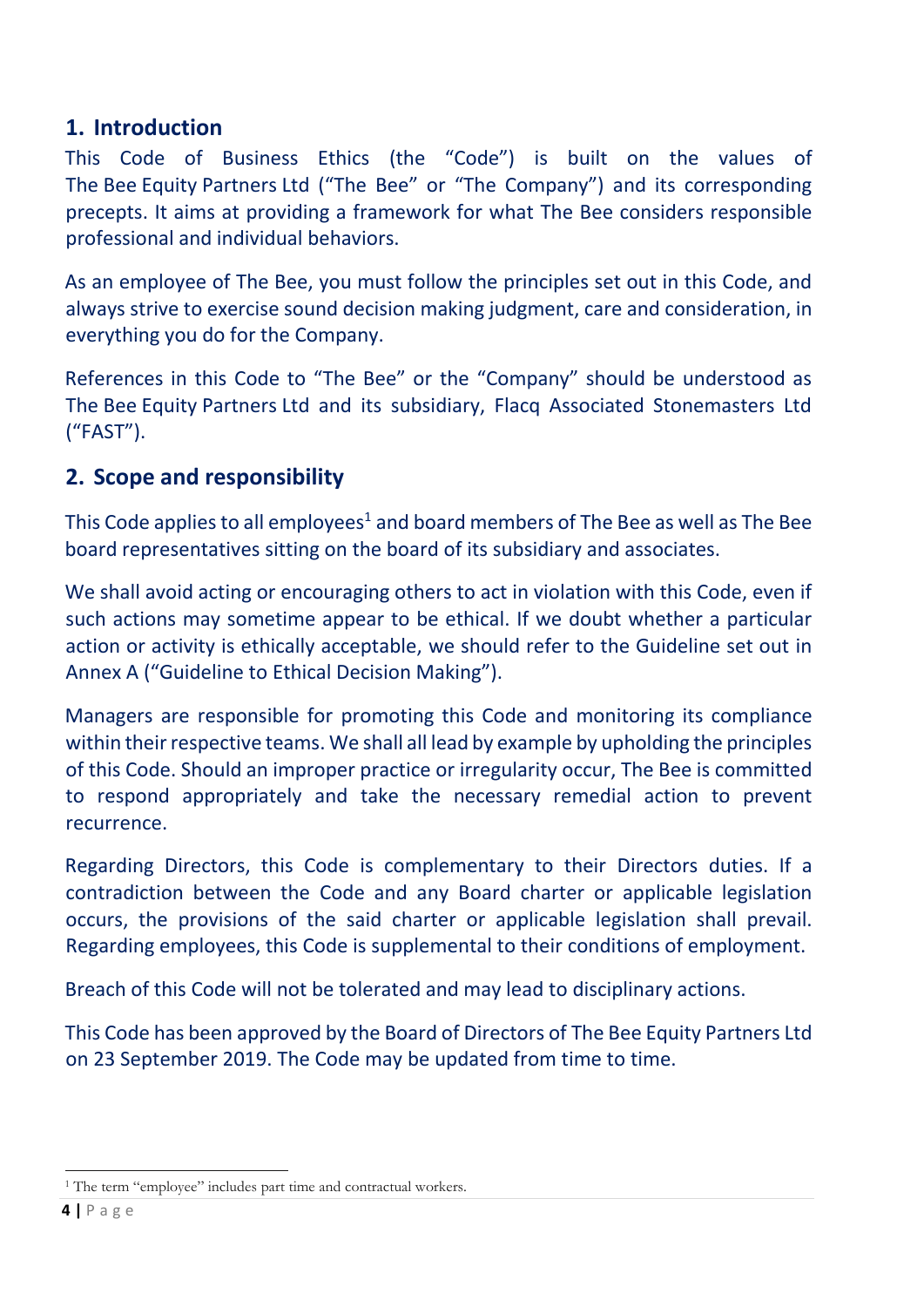## 1. Introduction

This Code of Business Ethics (the "Code") is built on the values of The Bee Equity Partners Ltd ("The Bee" or "The Company") and its corresponding precepts. It aims at providing a framework for what The Bee considers responsible professional and individual behaviors.

As an employee of The Bee, you must follow the principles set out in this Code, and always strive to exercise sound decision making judgment, care and consideration, in everything you do for the Company.

References in this Code to "The Bee" or the "Company" should be understood as The Bee Equity Partners Ltd and its subsidiary, Flacq Associated Stonemasters Ltd ("FAST").

## 2. Scope and responsibility

This Code applies to all employees[1] and board members of The Bee as well as The Bee board representatives sitting on the board of its subsidiary and associates.

We shall avoid acting or encouraging others to act in violation with this Code, even if such actions may sometime appear to be ethical. If we doubt whether a particular action or activity is ethically acceptable, we should refer to the Guideline set out in Annex A ("Guideline to Ethical Decision Making").

Managers are responsible for promoting this Code and monitoring its compliance within their respective teams. We shall all lead by example by upholding the principles of this Code. Should an improper practice or irregularity occur, The Bee is committed to respond appropriately and take the necessary remedial action to prevent recurrence.

Regarding Directors, this Code is complementary to their Directors duties. If a contradiction between the Code and any Board charter or applicable legislation occurs, the provisions of the said charter or applicable legislation shall prevail. Regarding employees, this Code is supplemental to their conditions of employment.

Breach of this Code will not be tolerated and may lead to disciplinary actions.

This Code has been approved by the Board of Directors of The Bee Equity Partners Ltd on 23 September 2019. The Code may be updated from time to time.

[1] The term "employee" includes part time and contractual workers.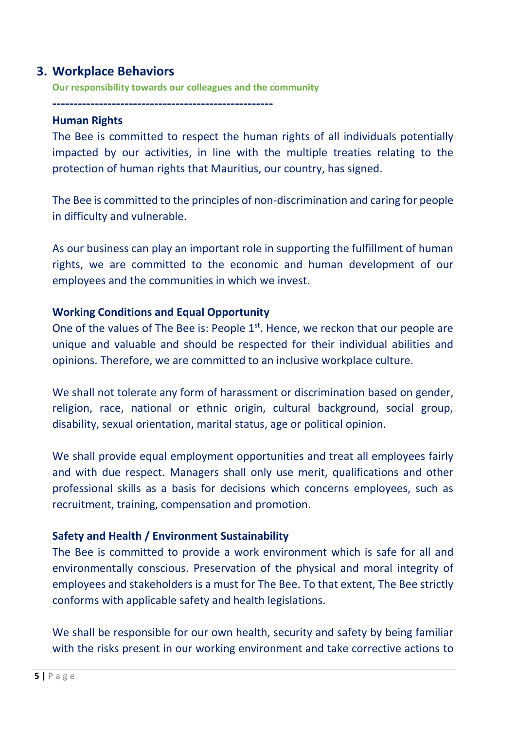## 3. Workplace Behaviors

**Our responsibility towards our colleagues and the community**

**----------------------------------------------------**

### Human Rights

The Bee is committed to respect the human rights of all individuals potentially impacted by our activities, in line with the multiple treaties relating to the protection of human rights that Mauritius, our country, has signed.

The Bee is committed to the principles of non-discrimination and caring for people in difficulty and vulnerable.

As our business can play an important role in supporting the fulfillment of human rights, we are committed to the economic and human development of our employees and the communities in which we invest.

### Working Conditions and Equal Opportunity

One of the values of The Bee is: People 1st. Hence, we reckon that our people are unique and valuable and should be respected for their individual abilities and opinions. Therefore, we are committed to an inclusive workplace culture.

We shall not tolerate any form of harassment or discrimination based on gender, religion, race, national or ethnic origin, cultural background, social group, disability, sexual orientation, marital status, age or political opinion.

We shall provide equal employment opportunities and treat all employees fairly and with due respect. Managers shall only use merit, qualifications and other professional skills as a basis for decisions which concerns employees, such as recruitment, training, compensation and promotion.

### Safety and Health / Environment Sustainability

The Bee is committed to provide a work environment which is safe for all and environmentally conscious. Preservation of the physical and moral integrity of employees and stakeholders is a must for The Bee. To that extent, The Bee strictly conforms with applicable safety and health legislations.

We shall be responsible for our own health, security and safety by being familiar with the risks present in our working environment and take corrective actions to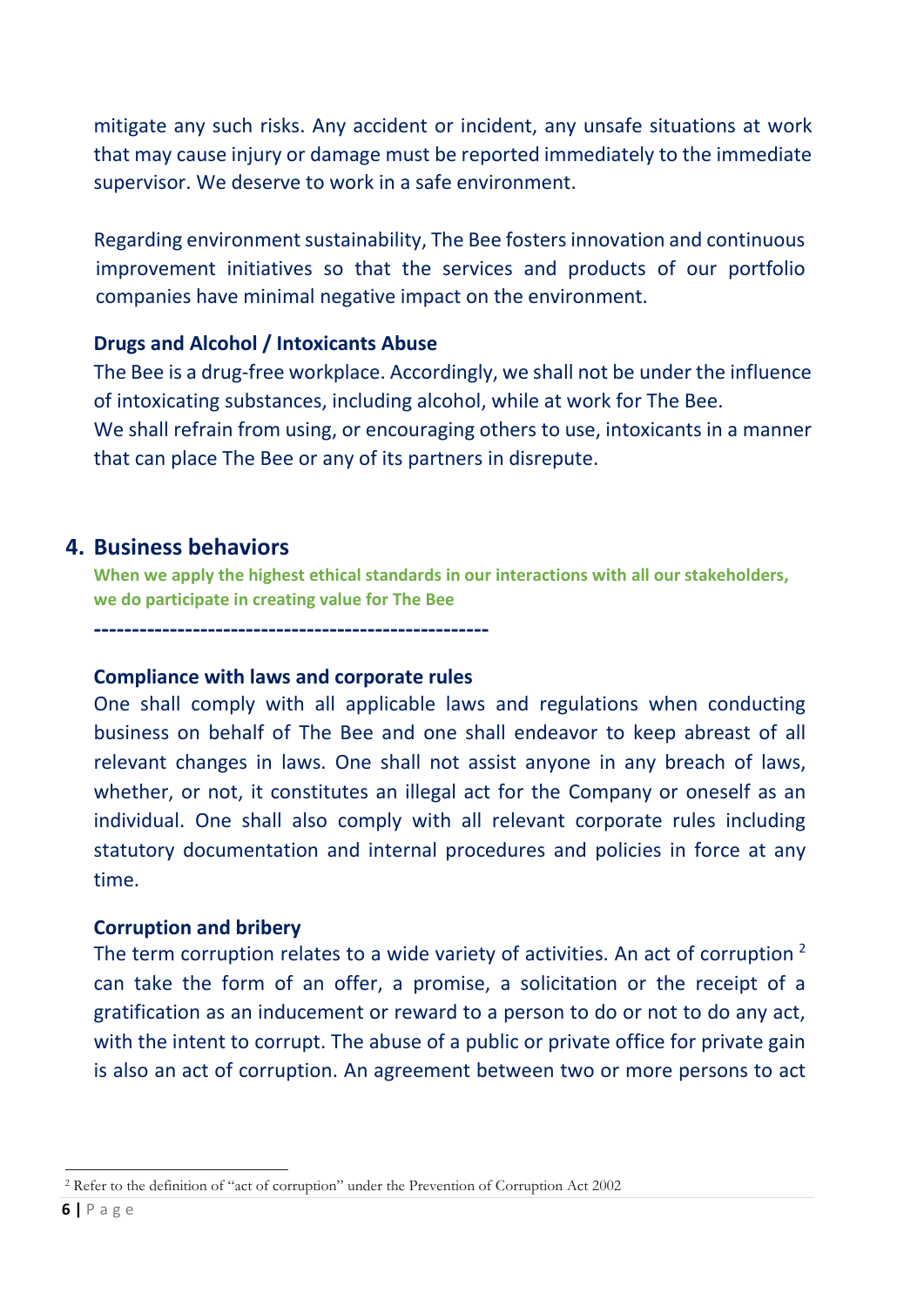mitigate any such risks. Any accident or incident, any unsafe situations at work that may cause injury or damage must be reported immediately to the immediate supervisor. We deserve to work in a safe environment.

Regarding environment sustainability, The Bee fosters innovation and continuous improvement initiatives so that the services and products of our portfolio companies have minimal negative impact on the environment.

### Drugs and Alcohol / Intoxicants Abuse

The Bee is a drug-free workplace. Accordingly, we shall not be under the influence of intoxicating substances, including alcohol, while at work for The Bee.
We shall refrain from using, or encouraging others to use, intoxicants in a manner that can place The Bee or any of its partners in disrepute.

## 4. Business behaviors

**When we apply the highest ethical standards in our interactions with all our stakeholders, we do participate in creating value for The Bee**

**----------------------------------------------------**

### Compliance with laws and corporate rules

One shall comply with all applicable laws and regulations when conducting business on behalf of The Bee and one shall endeavor to keep abreast of all relevant changes in laws. One shall not assist anyone in any breach of laws, whether, or not, it constitutes an illegal act for the Company or oneself as an individual. One shall also comply with all relevant corporate rules including statutory documentation and internal procedures and policies in force at any time.

### Corruption and bribery

The term corruption relates to a wide variety of activities. An act of corruption [2] can take the form of an offer, a promise, a solicitation or the receipt of a gratification as an inducement or reward to a person to do or not to do any act, with the intent to corrupt. The abuse of a public or private office for private gain is also an act of corruption. An agreement between two or more persons to act

[2] Refer to the definition of "act of corruption" under the Prevention of Corruption Act 2002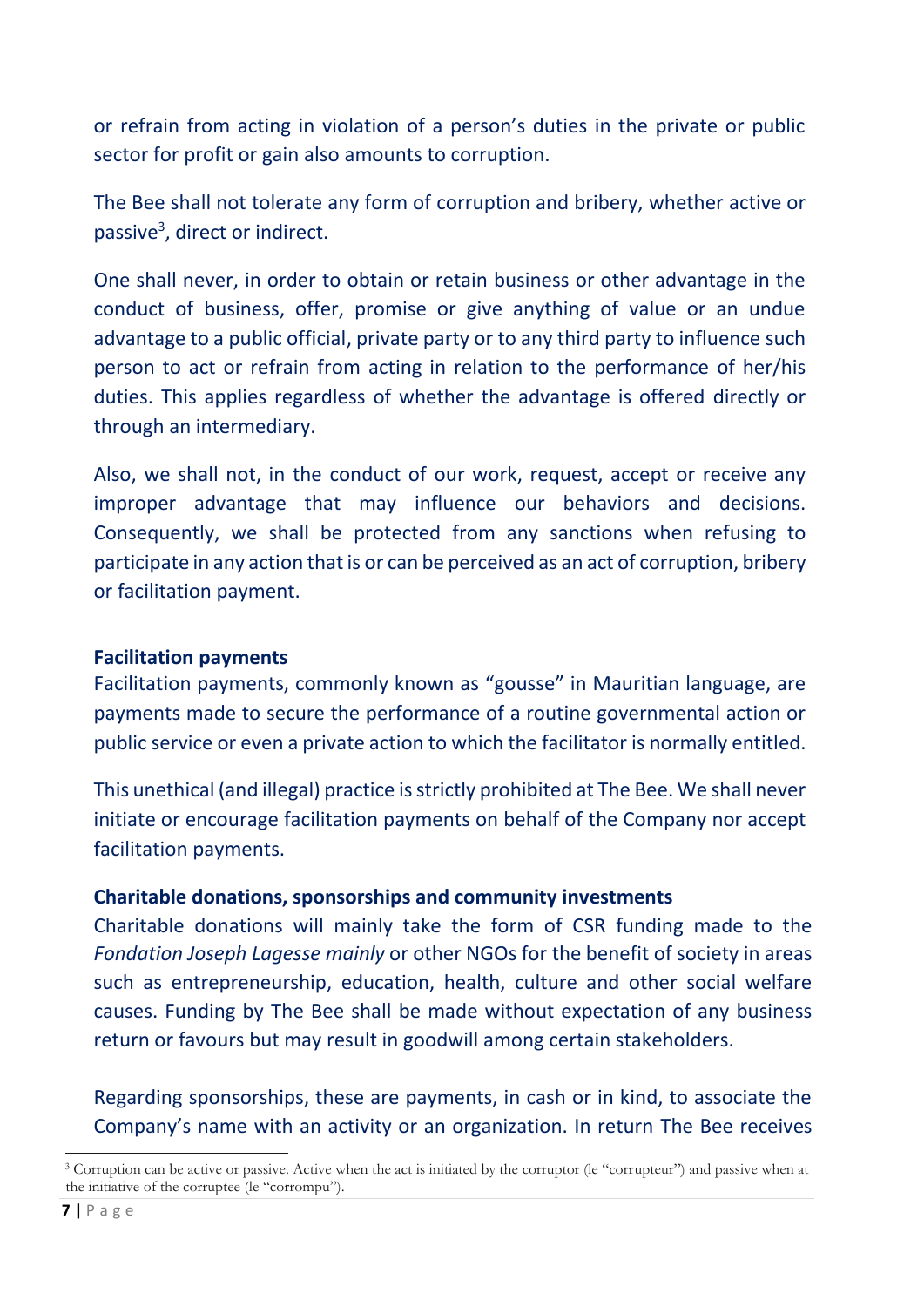or refrain from acting in violation of a person's duties in the private or public sector for profit or gain also amounts to corruption.

The Bee shall not tolerate any form of corruption and bribery, whether active or passive[3], direct or indirect.

One shall never, in order to obtain or retain business or other advantage in the conduct of business, offer, promise or give anything of value or an undue advantage to a public official, private party or to any third party to influence such person to act or refrain from acting in relation to the performance of her/his duties. This applies regardless of whether the advantage is offered directly or through an intermediary.

Also, we shall not, in the conduct of our work, request, accept or receive any improper advantage that may influence our behaviors and decisions. Consequently, we shall be protected from any sanctions when refusing to participate in any action that is or can be perceived as an act of corruption, bribery or facilitation payment.

**Facilitation payments**

Facilitation payments, commonly known as "gousse" in Mauritian language, are payments made to secure the performance of a routine governmental action or public service or even a private action to which the facilitator is normally entitled.

This unethical (and illegal) practice is strictly prohibited at The Bee. We shall never initiate or encourage facilitation payments on behalf of the Company nor accept facilitation payments.

**Charitable donations, sponsorships and community investments**

Charitable donations will mainly take the form of CSR funding made to the *Fondation Joseph Lagesse mainly* or other NGOs for the benefit of society in areas such as entrepreneurship, education, health, culture and other social welfare causes. Funding by The Bee shall be made without expectation of any business return or favours but may result in goodwill among certain stakeholders.

Regarding sponsorships, these are payments, in cash or in kind, to associate the Company's name with an activity or an organization. In return The Bee receives

[3] Corruption can be active or passive. Active when the act is initiated by the corruptor (le "corrupteur") and passive when at the initiative of the corruptee (le "corrompu").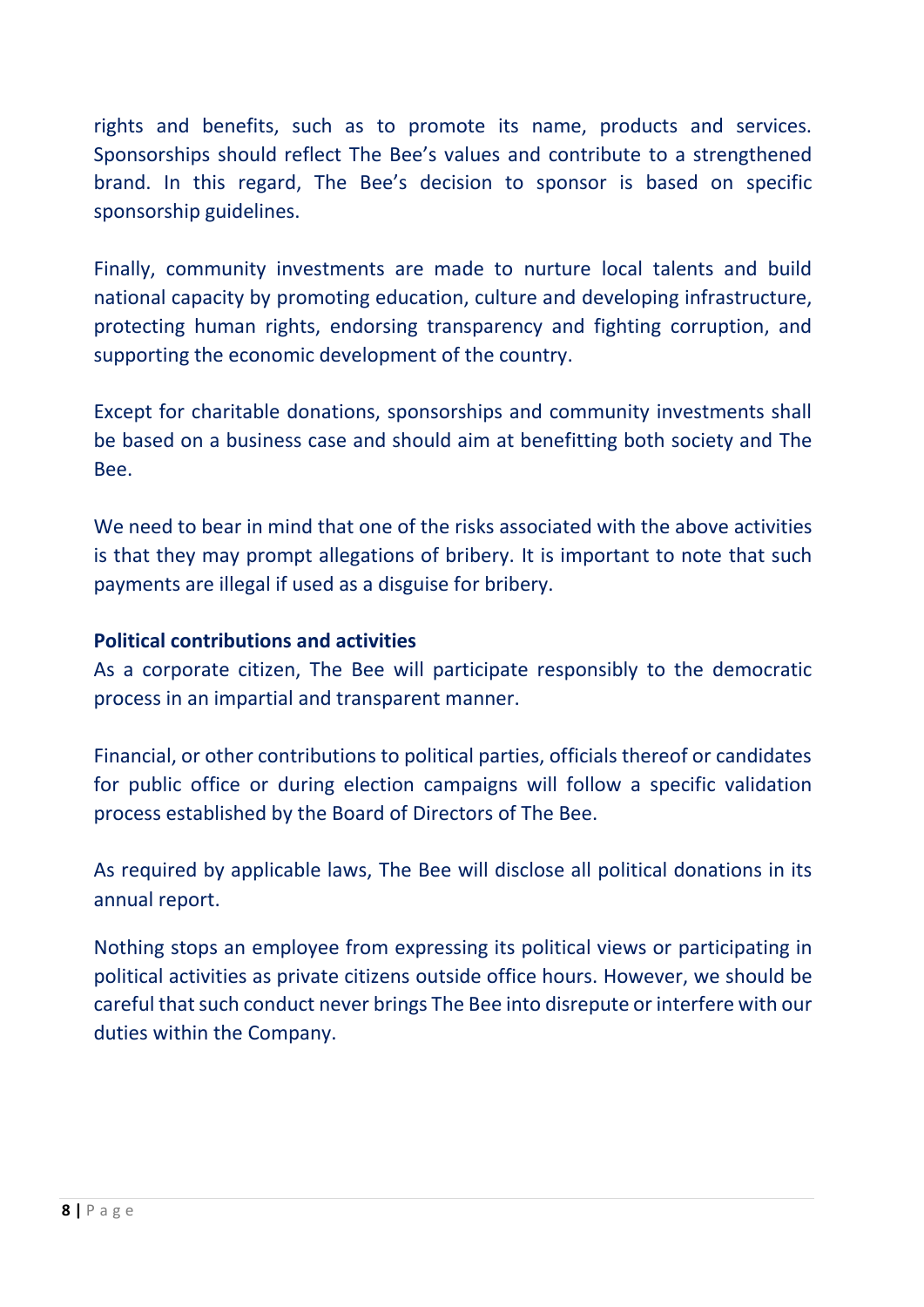rights and benefits, such as to promote its name, products and services. Sponsorships should reflect The Bee's values and contribute to a strengthened brand. In this regard, The Bee's decision to sponsor is based on specific sponsorship guidelines.

Finally, community investments are made to nurture local talents and build national capacity by promoting education, culture and developing infrastructure, protecting human rights, endorsing transparency and fighting corruption, and supporting the economic development of the country.

Except for charitable donations, sponsorships and community investments shall be based on a business case and should aim at benefitting both society and The Bee.

We need to bear in mind that one of the risks associated with the above activities is that they may prompt allegations of bribery. It is important to note that such payments are illegal if used as a disguise for bribery.

**Political contributions and activities**

As a corporate citizen, The Bee will participate responsibly to the democratic process in an impartial and transparent manner.

Financial, or other contributions to political parties, officials thereof or candidates for public office or during election campaigns will follow a specific validation process established by the Board of Directors of The Bee.

As required by applicable laws, The Bee will disclose all political donations in its annual report.

Nothing stops an employee from expressing its political views or participating in political activities as private citizens outside office hours. However, we should be careful that such conduct never brings The Bee into disrepute or interfere with our duties within the Company.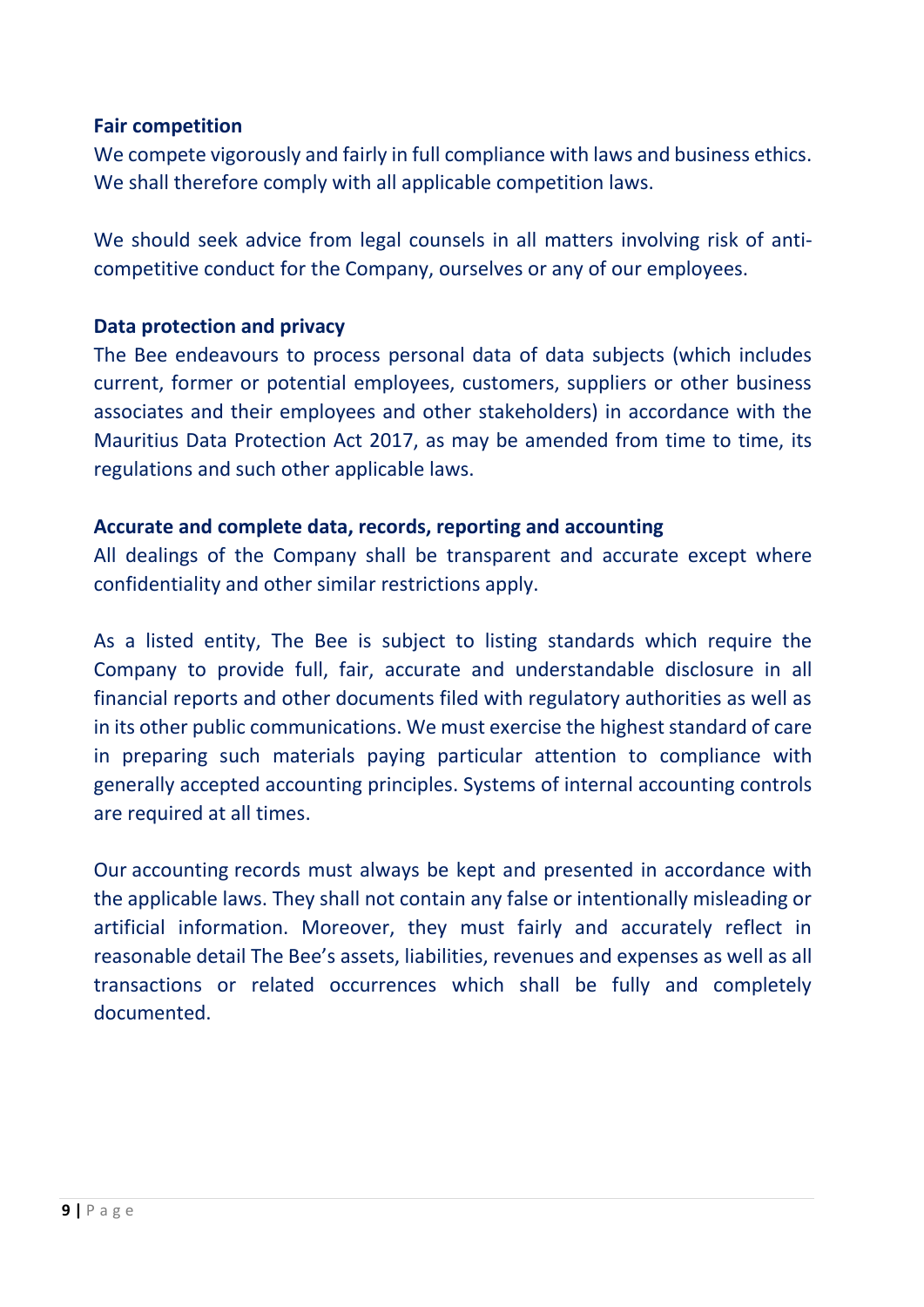**Fair competition**

We compete vigorously and fairly in full compliance with laws and business ethics. We shall therefore comply with all applicable competition laws.

We should seek advice from legal counsels in all matters involving risk of anti-competitive conduct for the Company, ourselves or any of our employees.

**Data protection and privacy**

The Bee endeavours to process personal data of data subjects (which includes current, former or potential employees, customers, suppliers or other business associates and their employees and other stakeholders) in accordance with the Mauritius Data Protection Act 2017, as may be amended from time to time, its regulations and such other applicable laws.

**Accurate and complete data, records, reporting and accounting**

All dealings of the Company shall be transparent and accurate except where confidentiality and other similar restrictions apply.

As a listed entity, The Bee is subject to listing standards which require the Company to provide full, fair, accurate and understandable disclosure in all financial reports and other documents filed with regulatory authorities as well as in its other public communications. We must exercise the highest standard of care in preparing such materials paying particular attention to compliance with generally accepted accounting principles. Systems of internal accounting controls are required at all times.

Our accounting records must always be kept and presented in accordance with the applicable laws. They shall not contain any false or intentionally misleading or artificial information. Moreover, they must fairly and accurately reflect in reasonable detail The Bee's assets, liabilities, revenues and expenses as well as all transactions or related occurrences which shall be fully and completely documented.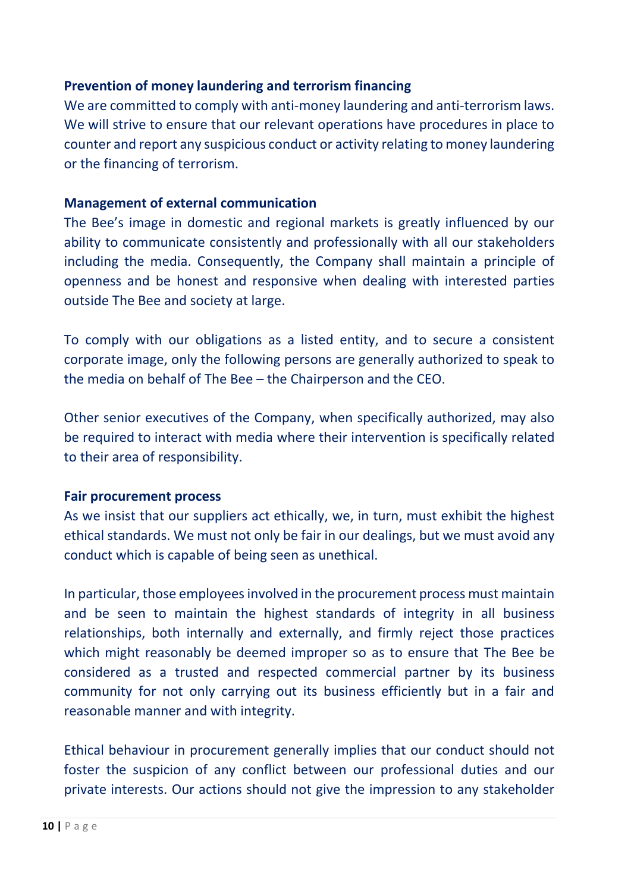**Prevention of money laundering and terrorism financing**

We are committed to comply with anti-money laundering and anti-terrorism laws. We will strive to ensure that our relevant operations have procedures in place to counter and report any suspicious conduct or activity relating to money laundering or the financing of terrorism.

**Management of external communication**

The Bee's image in domestic and regional markets is greatly influenced by our ability to communicate consistently and professionally with all our stakeholders including the media. Consequently, the Company shall maintain a principle of openness and be honest and responsive when dealing with interested parties outside The Bee and society at large.

To comply with our obligations as a listed entity, and to secure a consistent corporate image, only the following persons are generally authorized to speak to the media on behalf of The Bee – the Chairperson and the CEO.

Other senior executives of the Company, when specifically authorized, may also be required to interact with media where their intervention is specifically related to their area of responsibility.

**Fair procurement process**

As we insist that our suppliers act ethically, we, in turn, must exhibit the highest ethical standards. We must not only be fair in our dealings, but we must avoid any conduct which is capable of being seen as unethical.

In particular, those employees involved in the procurement process must maintain and be seen to maintain the highest standards of integrity in all business relationships, both internally and externally, and firmly reject those practices which might reasonably be deemed improper so as to ensure that The Bee be considered as a trusted and respected commercial partner by its business community for not only carrying out its business efficiently but in a fair and reasonable manner and with integrity.

Ethical behaviour in procurement generally implies that our conduct should not foster the suspicion of any conflict between our professional duties and our private interests. Our actions should not give the impression to any stakeholder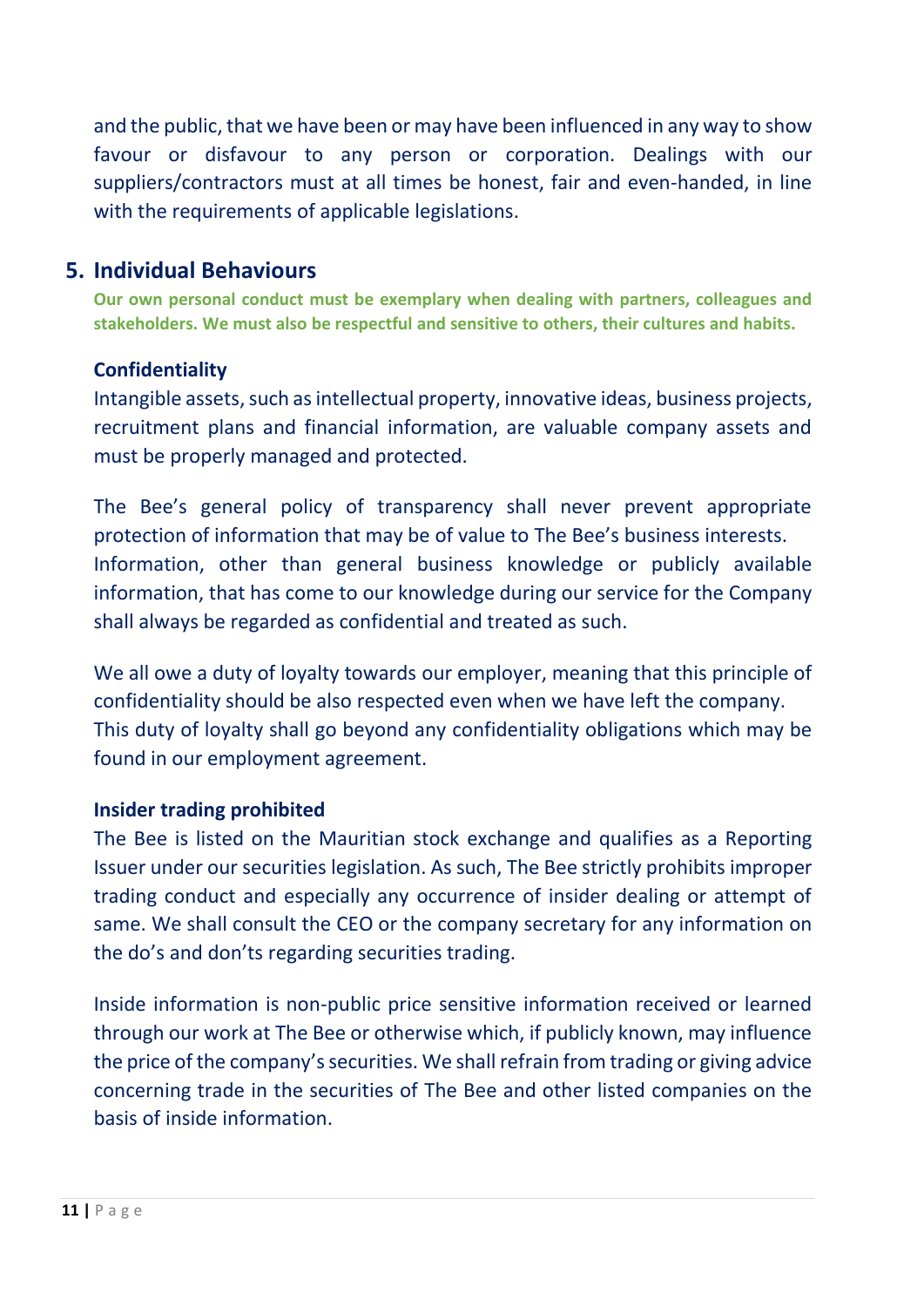and the public, that we have been or may have been influenced in any way to show favour or disfavour to any person or corporation. Dealings with our suppliers/contractors must at all times be honest, fair and even-handed, in line with the requirements of applicable legislations.

## 5. Individual Behaviours

**Our own personal conduct must be exemplary when dealing with partners, colleagues and stakeholders. We must also be respectful and sensitive to others, their cultures and habits.**

### Confidentiality

Intangible assets, such as intellectual property, innovative ideas, business projects, recruitment plans and financial information, are valuable company assets and must be properly managed and protected.

The Bee's general policy of transparency shall never prevent appropriate protection of information that may be of value to The Bee's business interests. Information, other than general business knowledge or publicly available information, that has come to our knowledge during our service for the Company shall always be regarded as confidential and treated as such.

We all owe a duty of loyalty towards our employer, meaning that this principle of confidentiality should be also respected even when we have left the company. This duty of loyalty shall go beyond any confidentiality obligations which may be found in our employment agreement.

### Insider trading prohibited

The Bee is listed on the Mauritian stock exchange and qualifies as a Reporting Issuer under our securities legislation. As such, The Bee strictly prohibits improper trading conduct and especially any occurrence of insider dealing or attempt of same. We shall consult the CEO or the company secretary for any information on the do's and don'ts regarding securities trading.

Inside information is non-public price sensitive information received or learned through our work at The Bee or otherwise which, if publicly known, may influence the price of the company's securities. We shall refrain from trading or giving advice concerning trade in the securities of The Bee and other listed companies on the basis of inside information.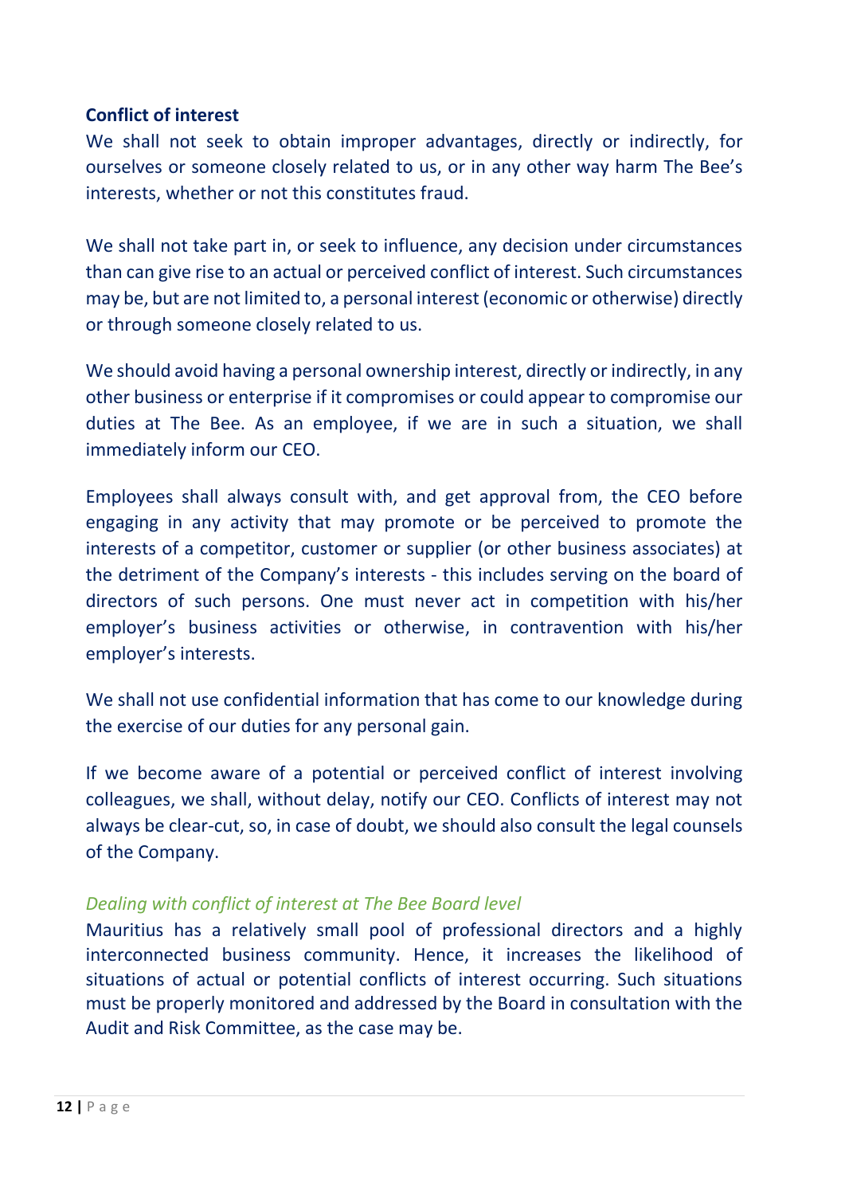## Conflict of interest

We shall not seek to obtain improper advantages, directly or indirectly, for ourselves or someone closely related to us, or in any other way harm The Bee's interests, whether or not this constitutes fraud.

We shall not take part in, or seek to influence, any decision under circumstances than can give rise to an actual or perceived conflict of interest. Such circumstances may be, but are not limited to, a personal interest (economic or otherwise) directly or through someone closely related to us.

We should avoid having a personal ownership interest, directly or indirectly, in any other business or enterprise if it compromises or could appear to compromise our duties at The Bee. As an employee, if we are in such a situation, we shall immediately inform our CEO.

Employees shall always consult with, and get approval from, the CEO before engaging in any activity that may promote or be perceived to promote the interests of a competitor, customer or supplier (or other business associates) at the detriment of the Company's interests - this includes serving on the board of directors of such persons. One must never act in competition with his/her employer's business activities or otherwise, in contravention with his/her employer's interests.

We shall not use confidential information that has come to our knowledge during the exercise of our duties for any personal gain.

If we become aware of a potential or perceived conflict of interest involving colleagues, we shall, without delay, notify our CEO. Conflicts of interest may not always be clear-cut, so, in case of doubt, we should also consult the legal counsels of the Company.

### *Dealing with conflict of interest at The Bee Board level*

Mauritius has a relatively small pool of professional directors and a highly interconnected business community. Hence, it increases the likelihood of situations of actual or potential conflicts of interest occurring. Such situations must be properly monitored and addressed by the Board in consultation with the Audit and Risk Committee, as the case may be.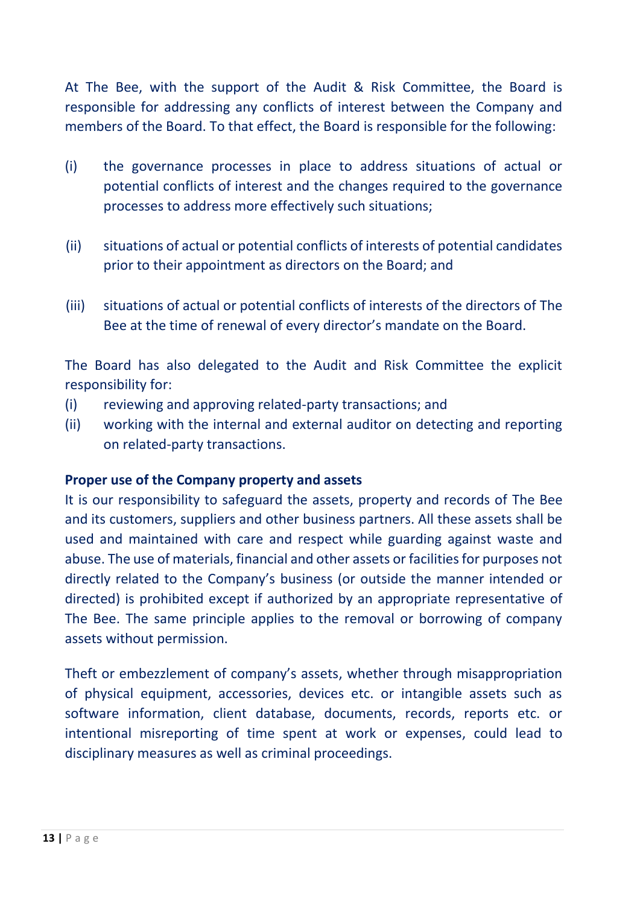At The Bee, with the support of the Audit & Risk Committee, the Board is responsible for addressing any conflicts of interest between the Company and members of the Board. To that effect, the Board is responsible for the following:

(i) the governance processes in place to address situations of actual or potential conflicts of interest and the changes required to the governance processes to address more effectively such situations;

(ii) situations of actual or potential conflicts of interests of potential candidates prior to their appointment as directors on the Board; and

(iii) situations of actual or potential conflicts of interests of the directors of The Bee at the time of renewal of every director's mandate on the Board.

The Board has also delegated to the Audit and Risk Committee the explicit responsibility for:

(i) reviewing and approving related-party transactions; and
(ii) working with the internal and external auditor on detecting and reporting on related-party transactions.

**Proper use of the Company property and assets**

It is our responsibility to safeguard the assets, property and records of The Bee and its customers, suppliers and other business partners. All these assets shall be used and maintained with care and respect while guarding against waste and abuse. The use of materials, financial and other assets or facilities for purposes not directly related to the Company's business (or outside the manner intended or directed) is prohibited except if authorized by an appropriate representative of The Bee. The same principle applies to the removal or borrowing of company assets without permission.

Theft or embezzlement of company's assets, whether through misappropriation of physical equipment, accessories, devices etc. or intangible assets such as software information, client database, documents, records, reports etc. or intentional misreporting of time spent at work or expenses, could lead to disciplinary measures as well as criminal proceedings.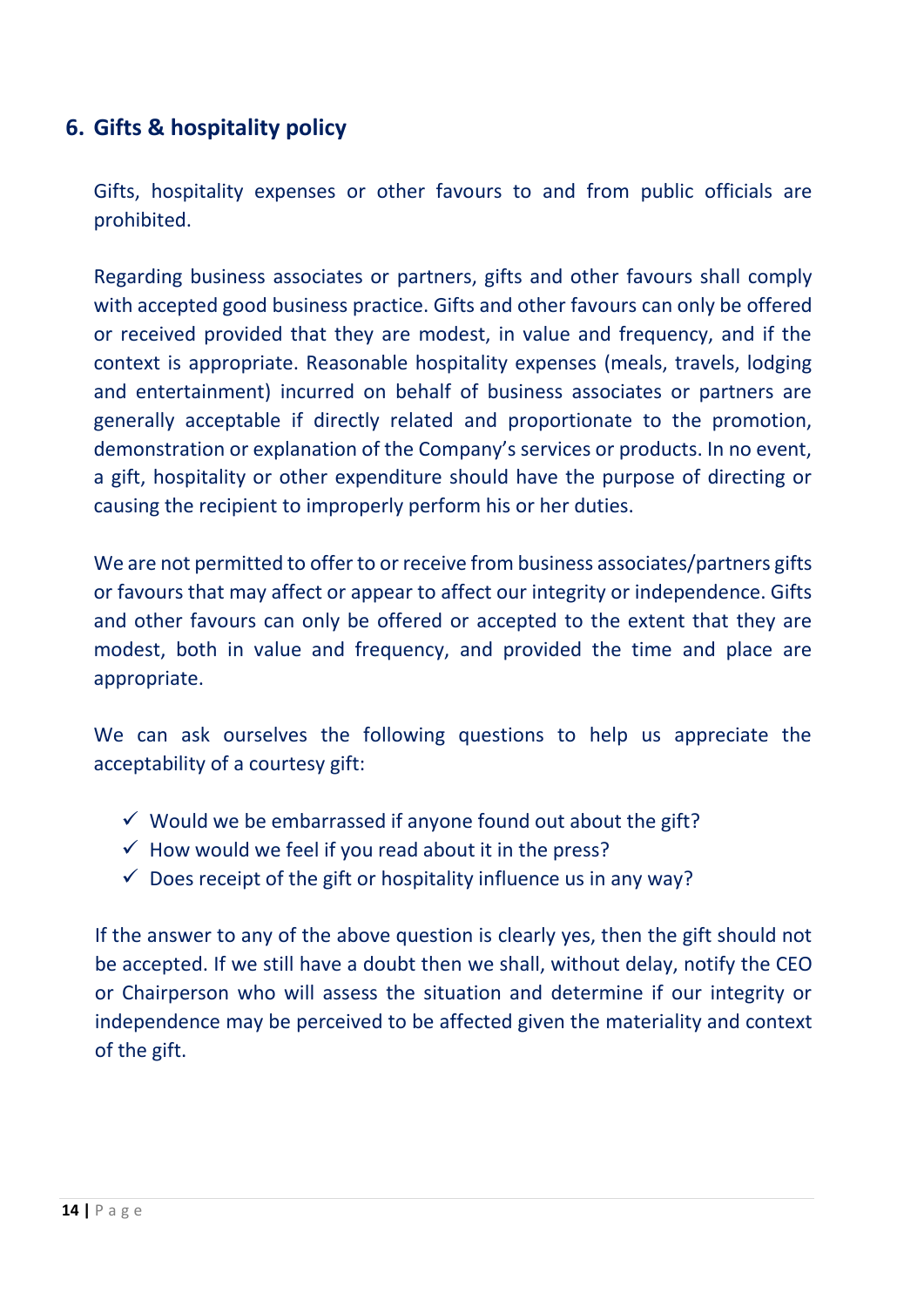## 6. Gifts & hospitality policy

Gifts, hospitality expenses or other favours to and from public officials are prohibited.

Regarding business associates or partners, gifts and other favours shall comply with accepted good business practice. Gifts and other favours can only be offered or received provided that they are modest, in value and frequency, and if the context is appropriate. Reasonable hospitality expenses (meals, travels, lodging and entertainment) incurred on behalf of business associates or partners are generally acceptable if directly related and proportionate to the promotion, demonstration or explanation of the Company's services or products. In no event, a gift, hospitality or other expenditure should have the purpose of directing or causing the recipient to improperly perform his or her duties.

We are not permitted to offer to or receive from business associates/partners gifts or favours that may affect or appear to affect our integrity or independence. Gifts and other favours can only be offered or accepted to the extent that they are modest, both in value and frequency, and provided the time and place are appropriate.

We can ask ourselves the following questions to help us appreciate the acceptability of a courtesy gift:

- ✓ Would we be embarrassed if anyone found out about the gift?
- ✓ How would we feel if you read about it in the press?
- ✓ Does receipt of the gift or hospitality influence us in any way?

If the answer to any of the above question is clearly yes, then the gift should not be accepted. If we still have a doubt then we shall, without delay, notify the CEO or Chairperson who will assess the situation and determine if our integrity or independence may be perceived to be affected given the materiality and context of the gift.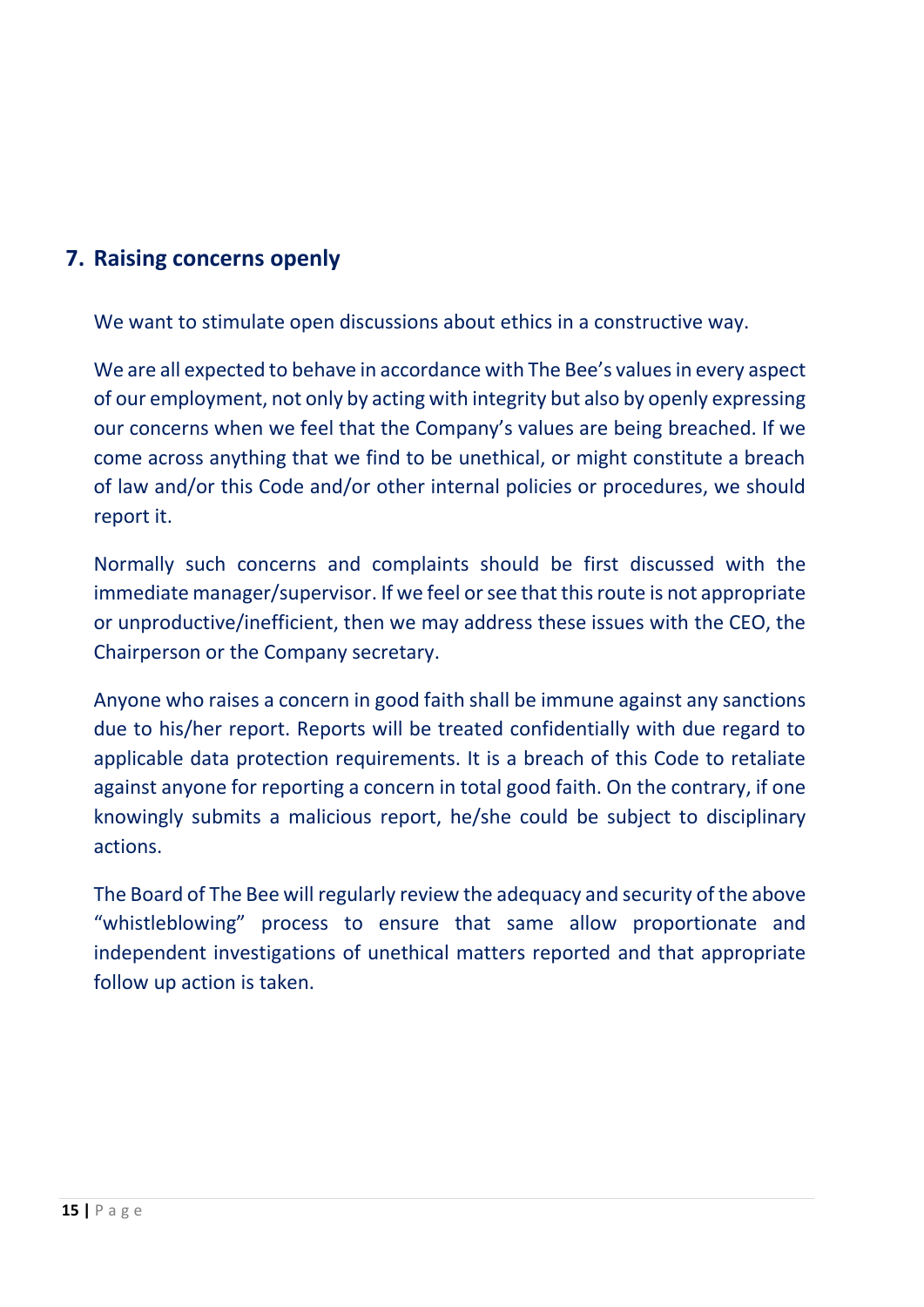## 7. Raising concerns openly

We want to stimulate open discussions about ethics in a constructive way.

We are all expected to behave in accordance with The Bee's values in every aspect of our employment, not only by acting with integrity but also by openly expressing our concerns when we feel that the Company's values are being breached. If we come across anything that we find to be unethical, or might constitute a breach of law and/or this Code and/or other internal policies or procedures, we should report it.

Normally such concerns and complaints should be first discussed with the immediate manager/supervisor. If we feel or see that this route is not appropriate or unproductive/inefficient, then we may address these issues with the CEO, the Chairperson or the Company secretary.

Anyone who raises a concern in good faith shall be immune against any sanctions due to his/her report. Reports will be treated confidentially with due regard to applicable data protection requirements. It is a breach of this Code to retaliate against anyone for reporting a concern in total good faith. On the contrary, if one knowingly submits a malicious report, he/she could be subject to disciplinary actions.

The Board of The Bee will regularly review the adequacy and security of the above "whistleblowing" process to ensure that same allow proportionate and independent investigations of unethical matters reported and that appropriate follow up action is taken.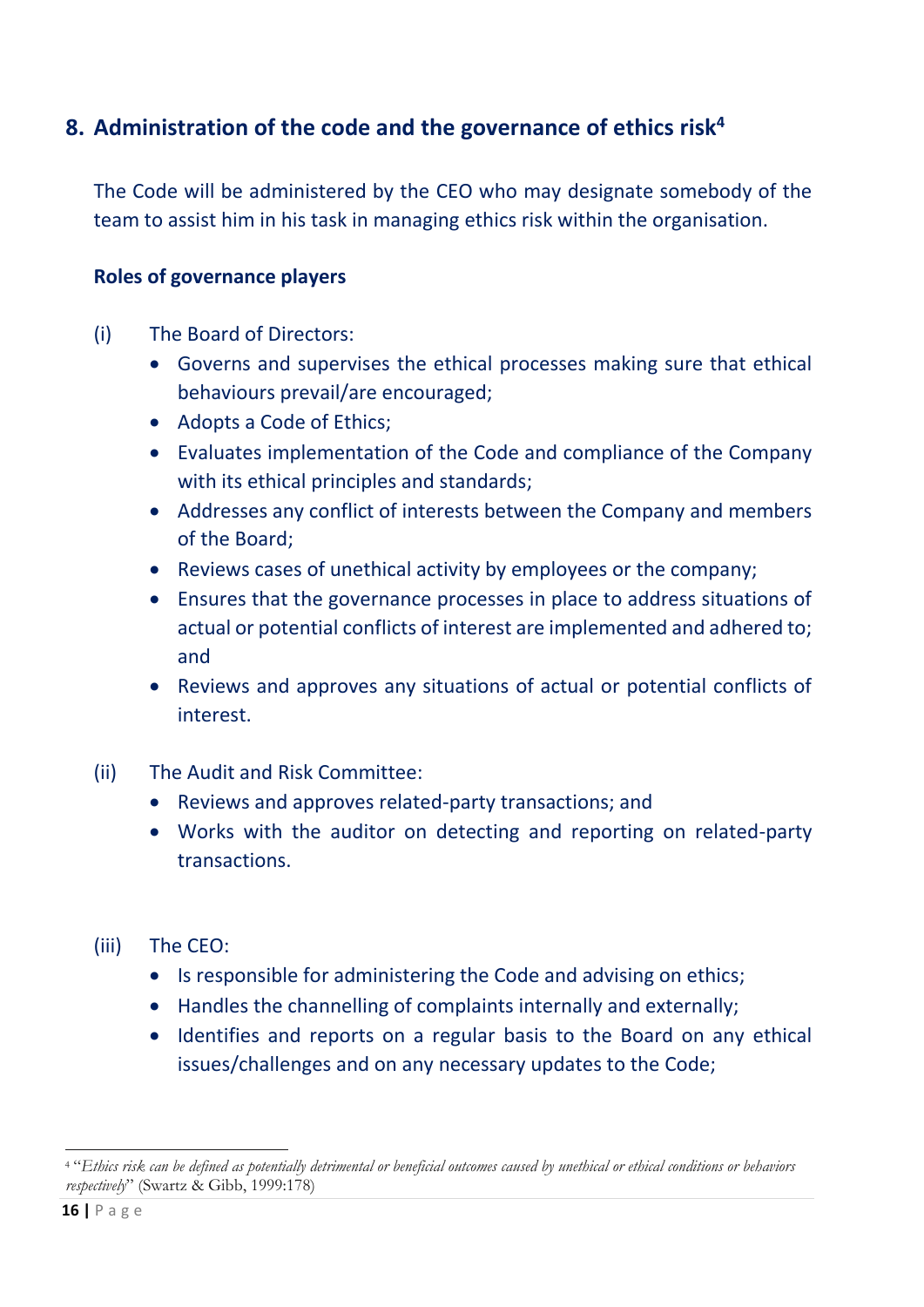## 8. Administration of the code and the governance of ethics risk[4]

The Code will be administered by the CEO who may designate somebody of the team to assist him in his task in managing ethics risk within the organisation.

**Roles of governance players**

(i) The Board of Directors:

- Governs and supervises the ethical processes making sure that ethical behaviours prevail/are encouraged;
- Adopts a Code of Ethics;
- Evaluates implementation of the Code and compliance of the Company with its ethical principles and standards;
- Addresses any conflict of interests between the Company and members of the Board;
- Reviews cases of unethical activity by employees or the company;
- Ensures that the governance processes in place to address situations of actual or potential conflicts of interest are implemented and adhered to; and
- Reviews and approves any situations of actual or potential conflicts of interest.

(ii) The Audit and Risk Committee:

- Reviews and approves related-party transactions; and
- Works with the auditor on detecting and reporting on related-party transactions.

(iii) The CEO:

- Is responsible for administering the Code and advising on ethics;
- Handles the channelling of complaints internally and externally;
- Identifies and reports on a regular basis to the Board on any ethical issues/challenges and on any necessary updates to the Code;

[4] "*Ethics risk can be defined as potentially detrimental or beneficial outcomes caused by unethical or ethical conditions or behaviors respectively*" (Swartz & Gibb, 1999:178)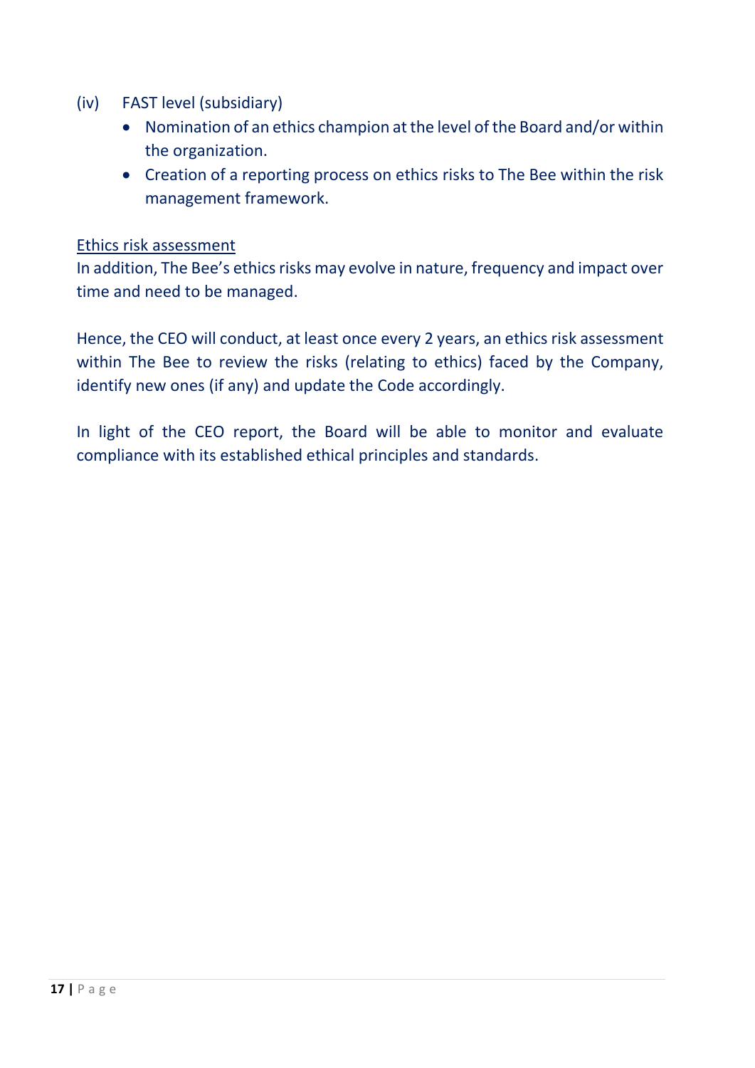(iv) FAST level (subsidiary)

- Nomination of an ethics champion at the level of the Board and/or within the organization.
- Creation of a reporting process on ethics risks to The Bee within the risk management framework.

<u>Ethics risk assessment</u>

In addition, The Bee's ethics risks may evolve in nature, frequency and impact over time and need to be managed.

Hence, the CEO will conduct, at least once every 2 years, an ethics risk assessment within The Bee to review the risks (relating to ethics) faced by the Company, identify new ones (if any) and update the Code accordingly.

In light of the CEO report, the Board will be able to monitor and evaluate compliance with its established ethical principles and standards.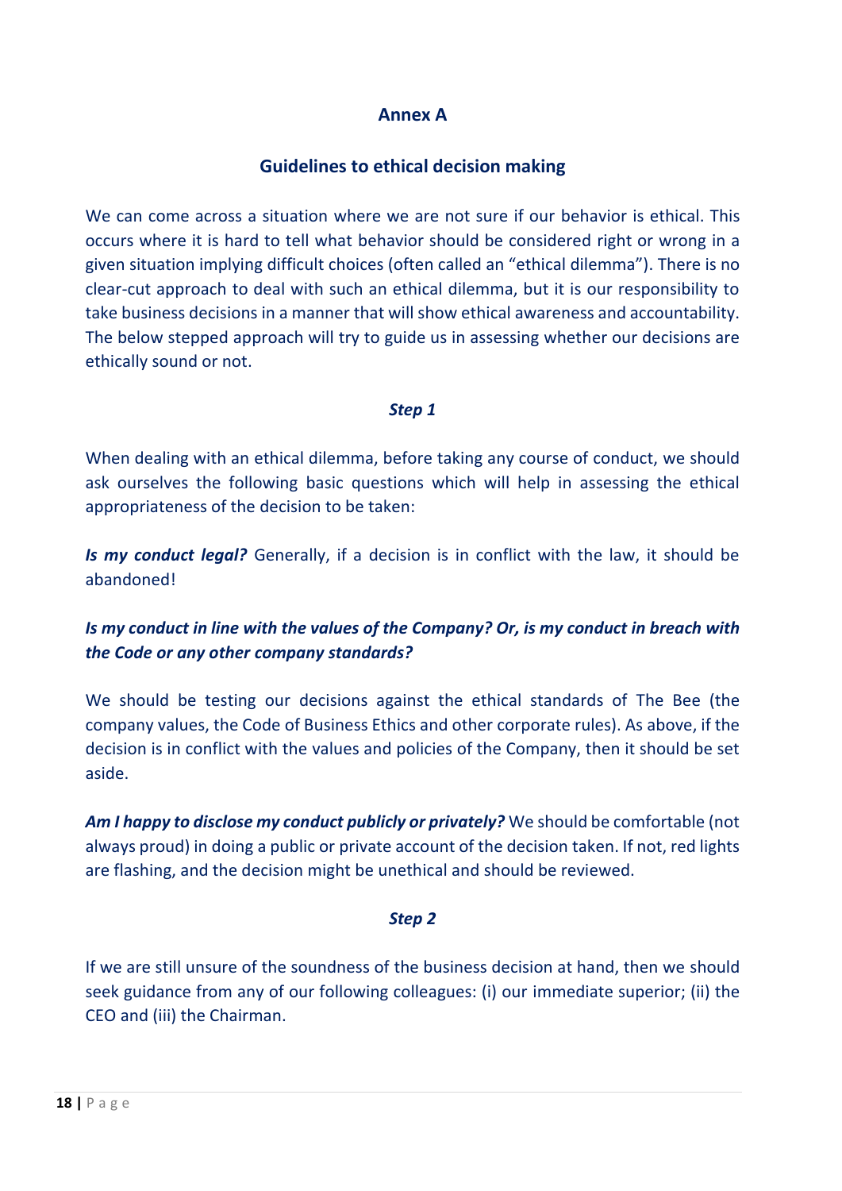## Annex A

## Guidelines to ethical decision making

We can come across a situation where we are not sure if our behavior is ethical. This occurs where it is hard to tell what behavior should be considered right or wrong in a given situation implying difficult choices (often called an "ethical dilemma"). There is no clear-cut approach to deal with such an ethical dilemma, but it is our responsibility to take business decisions in a manner that will show ethical awareness and accountability. The below stepped approach will try to guide us in assessing whether our decisions are ethically sound or not.

### *Step 1*

When dealing with an ethical dilemma, before taking any course of conduct, we should ask ourselves the following basic questions which will help in assessing the ethical appropriateness of the decision to be taken:

***Is my conduct legal?*** Generally, if a decision is in conflict with the law, it should be abandoned!

***Is my conduct in line with the values of the Company? Or, is my conduct in breach with the Code or any other company standards?***

We should be testing our decisions against the ethical standards of The Bee (the company values, the Code of Business Ethics and other corporate rules). As above, if the decision is in conflict with the values and policies of the Company, then it should be set aside.

***Am I happy to disclose my conduct publicly or privately?*** We should be comfortable (not always proud) in doing a public or private account of the decision taken. If not, red lights are flashing, and the decision might be unethical and should be reviewed.

### *Step 2*

If we are still unsure of the soundness of the business decision at hand, then we should seek guidance from any of our following colleagues: (i) our immediate superior; (ii) the CEO and (iii) the Chairman.